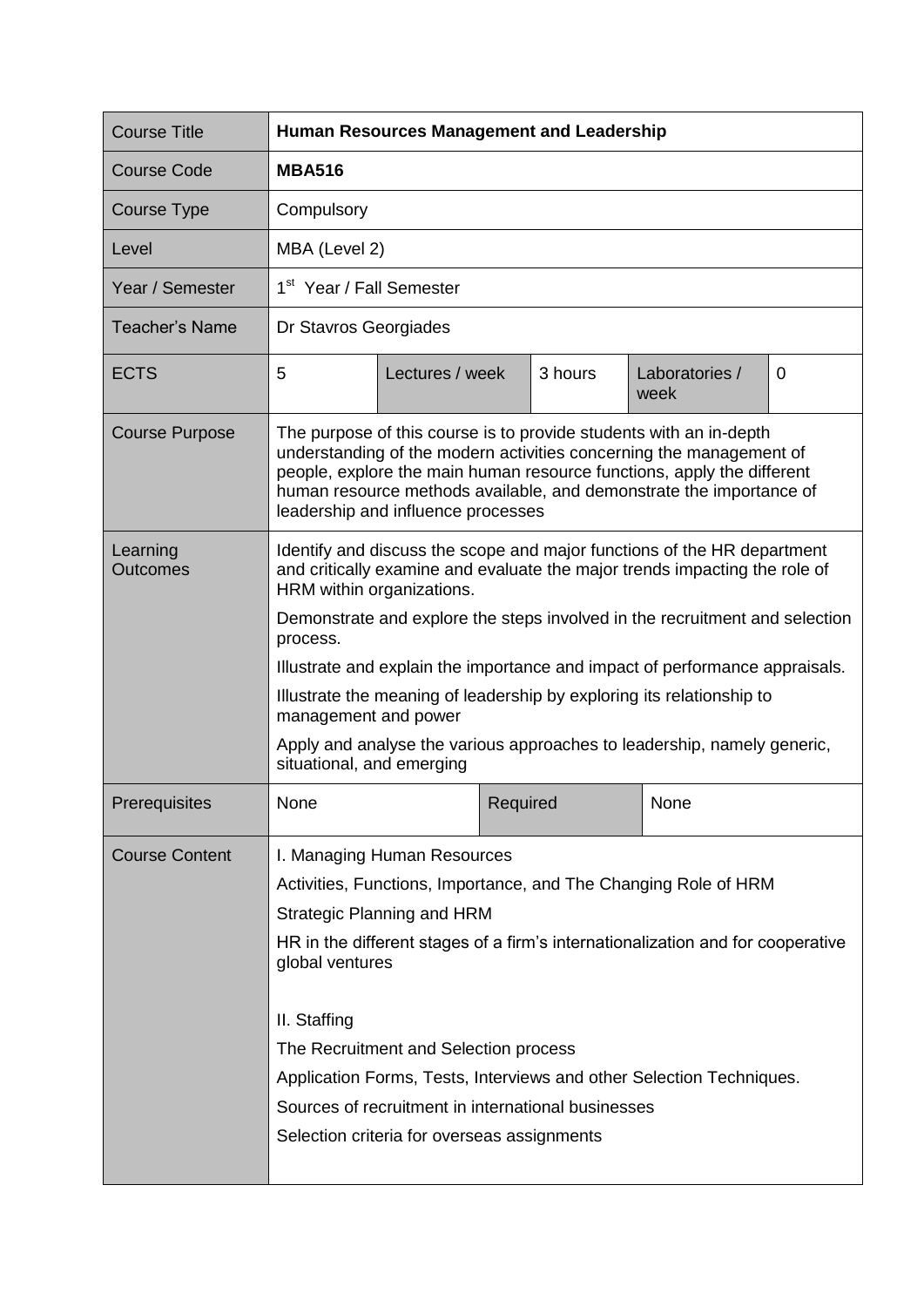| Course Title | **Human Resources Management and Leadership** | | | | |
|---|---|---|---|---|---|
| Course Code | **MBA516** | | | | |
| Course Type | Compulsory | | | | |
| Level | MBA (Level 2) | | | | |
| Year / Semester | 1st Year / Fall Semester | | | | |
| Teacher's Name | Dr Stavros Georgiades | | | | |
| ECTS | 5 | Lectures / week | 3 hours | Laboratories / week | 0 |
| Course Purpose | The purpose of this course is to provide students with an in-depth understanding of the modern activities concerning the management of people, explore the main human resource functions, apply the different human resource methods available, and demonstrate the importance of leadership and influence processes | | | | |
| Learning Outcomes | Identify and discuss the scope and major functions of the HR department and critically examine and evaluate the major trends impacting the role of HRM within organizations.<br>Demonstrate and explore the steps involved in the recruitment and selection process.<br>Illustrate and explain the importance and impact of performance appraisals.<br>Illustrate the meaning of leadership by exploring its relationship to management and power<br>Apply and analyse the various approaches to leadership, namely generic, situational, and emerging | | | | |
| Prerequisites | None | Required | | None | |
| Course Content | I. Managing Human Resources<br>Activities, Functions, Importance, and The Changing Role of HRM<br>Strategic Planning and HRM<br>HR in the different stages of a firm's internationalization and for cooperative global ventures<br><br>II. Staffing<br>The Recruitment and Selection process<br>Application Forms, Tests, Interviews and other Selection Techniques.<br>Sources of recruitment in international businesses<br>Selection criteria for overseas assignments | | | | |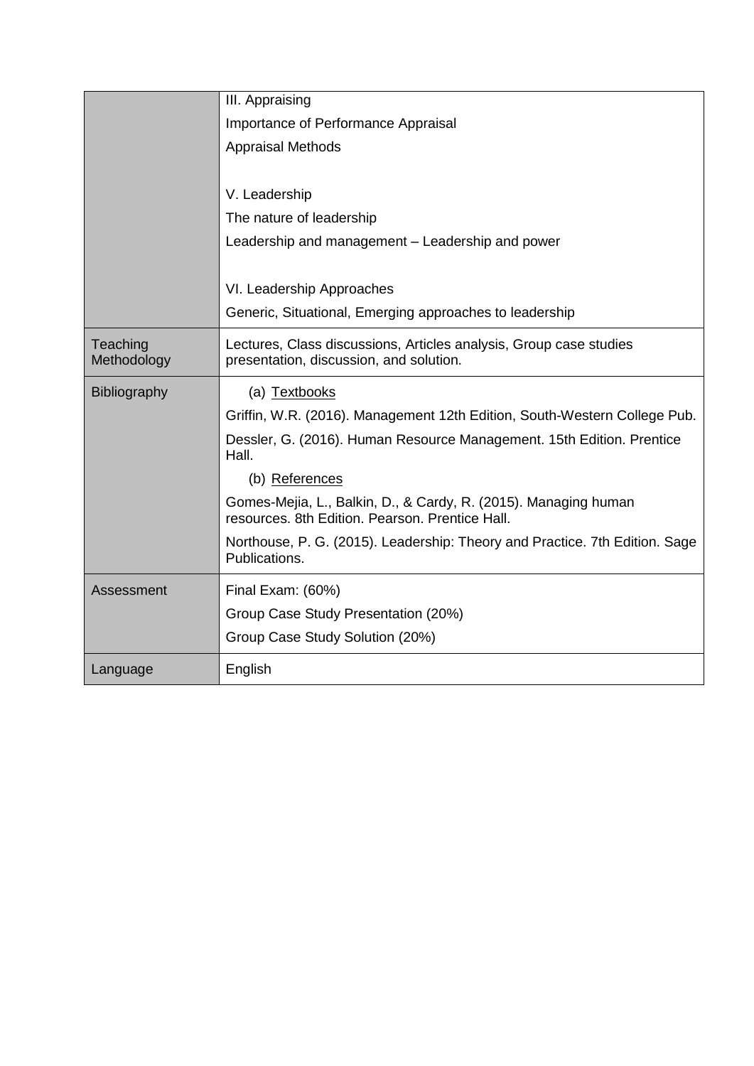| | |
|---|---|
| | III. Appraising<br>Importance of Performance Appraisal<br>Appraisal Methods<br><br>V. Leadership<br>The nature of leadership<br>Leadership and management – Leadership and power<br><br>VI. Leadership Approaches<br>Generic, Situational, Emerging approaches to leadership |
| Teaching Methodology | Lectures, Class discussions, Articles analysis, Group case studies presentation, discussion, and solution. |
| Bibliography | (a) Textbooks<br>Griffin, W.R. (2016). Management 12th Edition, South-Western College Pub.<br>Dessler, G. (2016). Human Resource Management. 15th Edition. Prentice Hall.<br>(b) References<br>Gomes-Mejia, L., Balkin, D., & Cardy, R. (2015). Managing human resources. 8th Edition. Pearson. Prentice Hall.<br>Northouse, P. G. (2015). Leadership: Theory and Practice. 7th Edition. Sage Publications. |
| Assessment | Final Exam: (60%)<br>Group Case Study Presentation (20%)<br>Group Case Study Solution (20%) |
| Language | English |